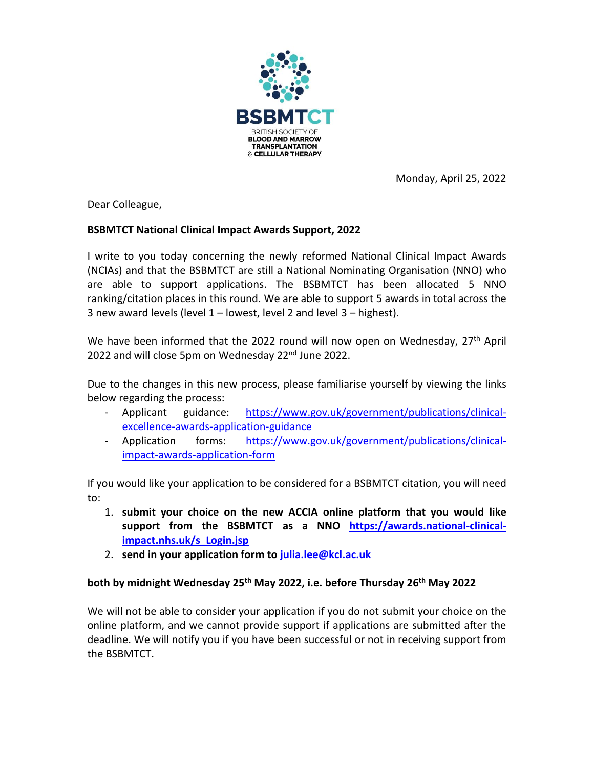BSBMTCT

BRITISH SOCIETY OF
BLOOD AND MARROW
TRANSPLANTATION
& CELLULAR THERAPY

Monday, April 25, 2022

Dear Colleague,

**BSBMTCT National Clinical Impact Awards Support, 2022**

I write to you today concerning the newly reformed National Clinical Impact Awards (NCIAs) and that the BSBMTCT are still a National Nominating Organisation (NNO) who are able to support applications. The BSBMTCT has been allocated 5 NNO ranking/citation places in this round. We are able to support 5 awards in total across the 3 new award levels (level 1 – lowest, level 2 and level 3 – highest).

We have been informed that the 2022 round will now open on Wednesday, 27th April 2022 and will close 5pm on Wednesday 22nd June 2022.

Due to the changes in this new process, please familiarise yourself by viewing the links below regarding the process:

- Applicant guidance: https://www.gov.uk/government/publications/clinical-excellence-awards-application-guidance
- Application forms: https://www.gov.uk/government/publications/clinical-impact-awards-application-form

If you would like your application to be considered for a BSBMTCT citation, you will need to:

1. **submit your choice on the new ACCIA online platform that you would like support from the BSBMTCT as a NNO https://awards.national-clinical-impact.nhs.uk/s_Login.jsp**
2. **send in your application form to julia.lee@kcl.ac.uk**

**both by midnight Wednesday 25th May 2022, i.e. before Thursday 26th May 2022**

We will not be able to consider your application if you do not submit your choice on the online platform, and we cannot provide support if applications are submitted after the deadline. We will notify you if you have been successful or not in receiving support from the BSBMTCT.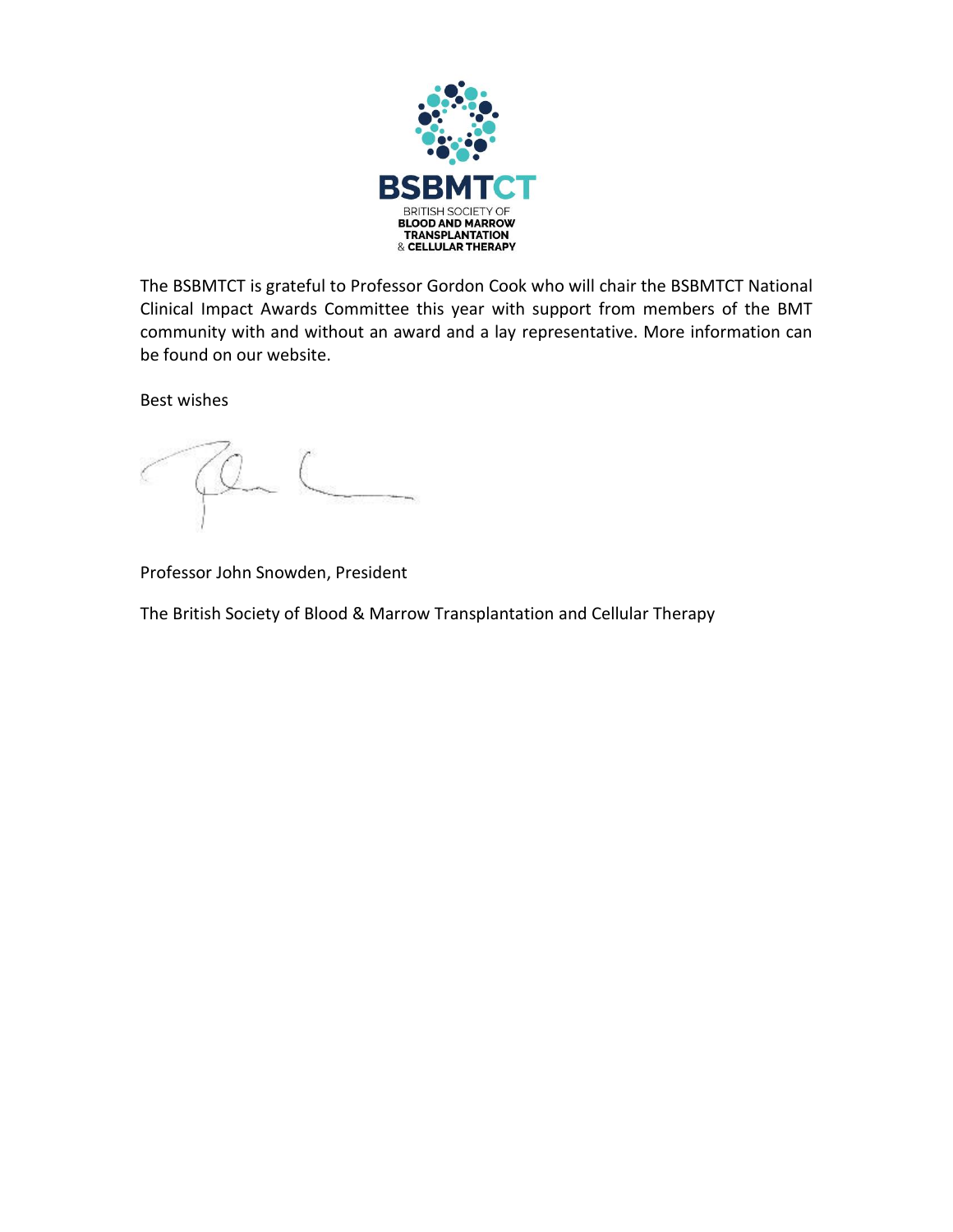The BSBMTCT is grateful to Professor Gordon Cook who will chair the BSBMTCT National Clinical Impact Awards Committee this year with support from members of the BMT community with and without an award and a lay representative. More information can be found on our website.

Best wishes

Professor John Snowden, President

The British Society of Blood & Marrow Transplantation and Cellular Therapy